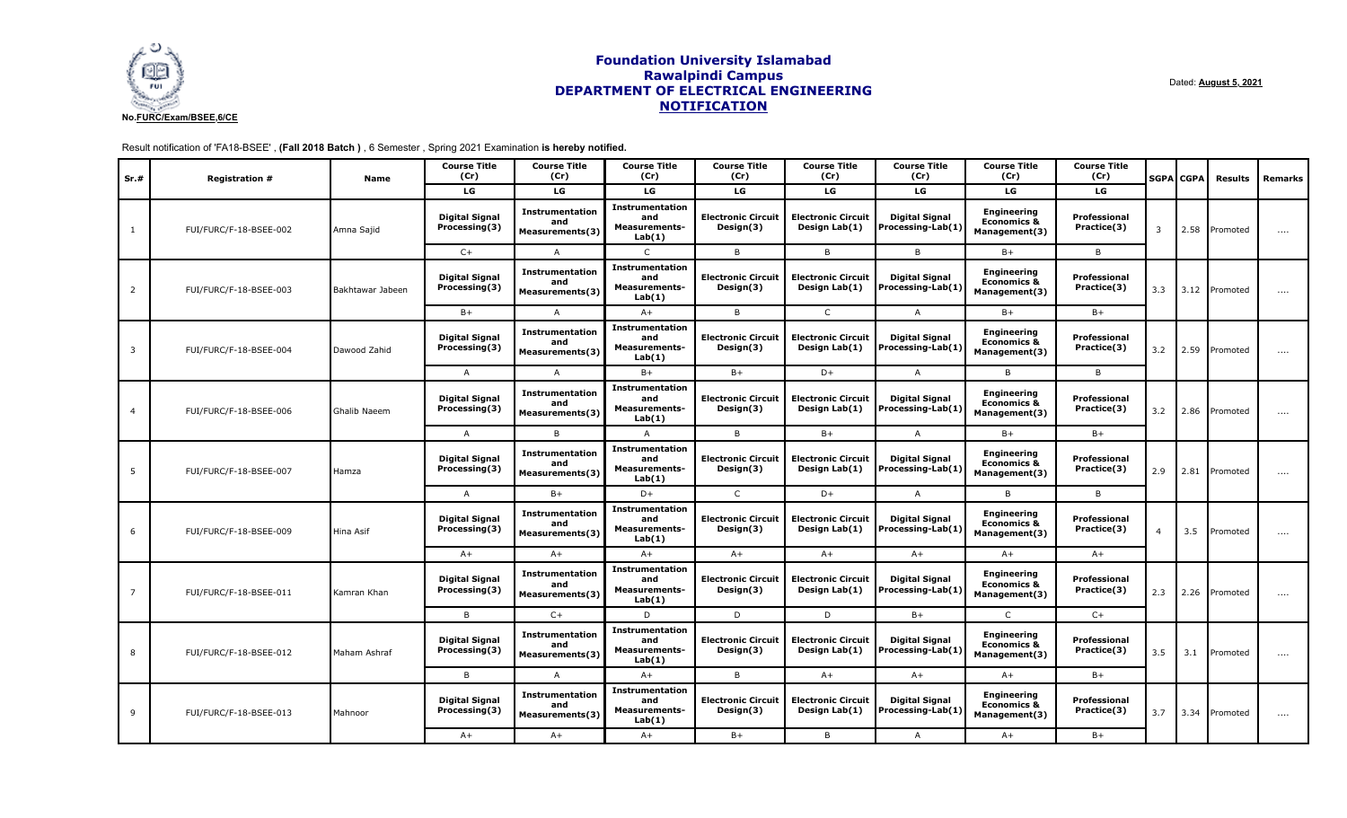**No.FURC/Exam/BSEE,6/CE**

# Foundation University Islamabad
## Rawalpindi Campus
## DEPARTMENT OF ELECTRICAL ENGINEERING
## NOTIFICATION

Dated: **August 5, 2021**

Result notification of 'FA18-BSEE' , **(Fall 2018 Batch )** , 6 Semester , Spring 2021 Examination **is hereby notified.**

| Sr.# | Registration # | Name | Course Title (Cr) | Course Title (Cr) | Course Title (Cr) | Course Title (Cr) | Course Title (Cr) | Course Title (Cr) | Course Title (Cr) | Course Title (Cr) | SGPA | CGPA | Results | Remarks |
|---|---|---|---|---|---|---|---|---|---|---|---|---|---|---|
| | | | LG | LG | LG | LG | LG | LG | LG | LG | | | | |
| 1 | FUI/FURC/F-18-BSEE-002 | Amna Sajid | Digital Signal Processing(3) | Instrumentation and Measurements(3) | Instrumentation and Measurements-Lab(1) | Electronic Circuit Design(3) | Electronic Circuit Design Lab(1) | Digital Signal Processing-Lab(1) | Engineering Economics & Management(3) | Professional Practice(3) | 3 | 2.58 | Promoted | .... |
| | | | C+ | A | C | B | B | B | B+ | B | | | | |
| 2 | FUI/FURC/F-18-BSEE-003 | Bakhtawar Jabeen | Digital Signal Processing(3) | Instrumentation and Measurements(3) | Instrumentation and Measurements-Lab(1) | Electronic Circuit Design(3) | Electronic Circuit Design Lab(1) | Digital Signal Processing-Lab(1) | Engineering Economics & Management(3) | Professional Practice(3) | 3.3 | 3.12 | Promoted | .... |
| | | | B+ | A | A+ | B | C | A | B+ | B+ | | | | |
| 3 | FUI/FURC/F-18-BSEE-004 | Dawood Zahid | Digital Signal Processing(3) | Instrumentation and Measurements(3) | Instrumentation and Measurements-Lab(1) | Electronic Circuit Design(3) | Electronic Circuit Design Lab(1) | Digital Signal Processing-Lab(1) | Engineering Economics & Management(3) | Professional Practice(3) | 3.2 | 2.59 | Promoted | .... |
| | | | A | A | B+ | B+ | D+ | A | B | B | | | | |
| 4 | FUI/FURC/F-18-BSEE-006 | Ghalib Naeem | Digital Signal Processing(3) | Instrumentation and Measurements(3) | Instrumentation and Measurements-Lab(1) | Electronic Circuit Design(3) | Electronic Circuit Design Lab(1) | Digital Signal Processing-Lab(1) | Engineering Economics & Management(3) | Professional Practice(3) | 3.2 | 2.86 | Promoted | .... |
| | | | A | B | A | B | B+ | A | B+ | B+ | | | | |
| 5 | FUI/FURC/F-18-BSEE-007 | Hamza | Digital Signal Processing(3) | Instrumentation and Measurements(3) | Instrumentation and Measurements-Lab(1) | Electronic Circuit Design(3) | Electronic Circuit Design Lab(1) | Digital Signal Processing-Lab(1) | Engineering Economics & Management(3) | Professional Practice(3) | 2.9 | 2.81 | Promoted | .... |
| | | | A | B+ | D+ | C | D+ | A | B | B | | | | |
| 6 | FUI/FURC/F-18-BSEE-009 | Hina Asif | Digital Signal Processing(3) | Instrumentation and Measurements(3) | Instrumentation and Measurements-Lab(1) | Electronic Circuit Design(3) | Electronic Circuit Design Lab(1) | Digital Signal Processing-Lab(1) | Engineering Economics & Management(3) | Professional Practice(3) | 4 | 3.5 | Promoted | .... |
| | | | A+ | A+ | A+ | A+ | A+ | A+ | A+ | A+ | | | | |
| 7 | FUI/FURC/F-18-BSEE-011 | Kamran Khan | Digital Signal Processing(3) | Instrumentation and Measurements(3) | Instrumentation and Measurements-Lab(1) | Electronic Circuit Design(3) | Electronic Circuit Design Lab(1) | Digital Signal Processing-Lab(1) | Engineering Economics & Management(3) | Professional Practice(3) | 2.3 | 2.26 | Promoted | .... |
| | | | B | C+ | D | D | D | B+ | C | C+ | | | | |
| 8 | FUI/FURC/F-18-BSEE-012 | Maham Ashraf | Digital Signal Processing(3) | Instrumentation and Measurements(3) | Instrumentation and Measurements-Lab(1) | Electronic Circuit Design(3) | Electronic Circuit Design Lab(1) | Digital Signal Processing-Lab(1) | Engineering Economics & Management(3) | Professional Practice(3) | 3.5 | 3.1 | Promoted | .... |
| | | | B | A | A+ | B | A+ | A+ | A+ | B+ | | | | |
| 9 | FUI/FURC/F-18-BSEE-013 | Mahnoor | Digital Signal Processing(3) | Instrumentation and Measurements(3) | Instrumentation and Measurements-Lab(1) | Electronic Circuit Design(3) | Electronic Circuit Design Lab(1) | Digital Signal Processing-Lab(1) | Engineering Economics & Management(3) | Professional Practice(3) | 3.7 | 3.34 | Promoted | .... |
| | | | A+ | A+ | A+ | B+ | B | A | A+ | B+ | | | | |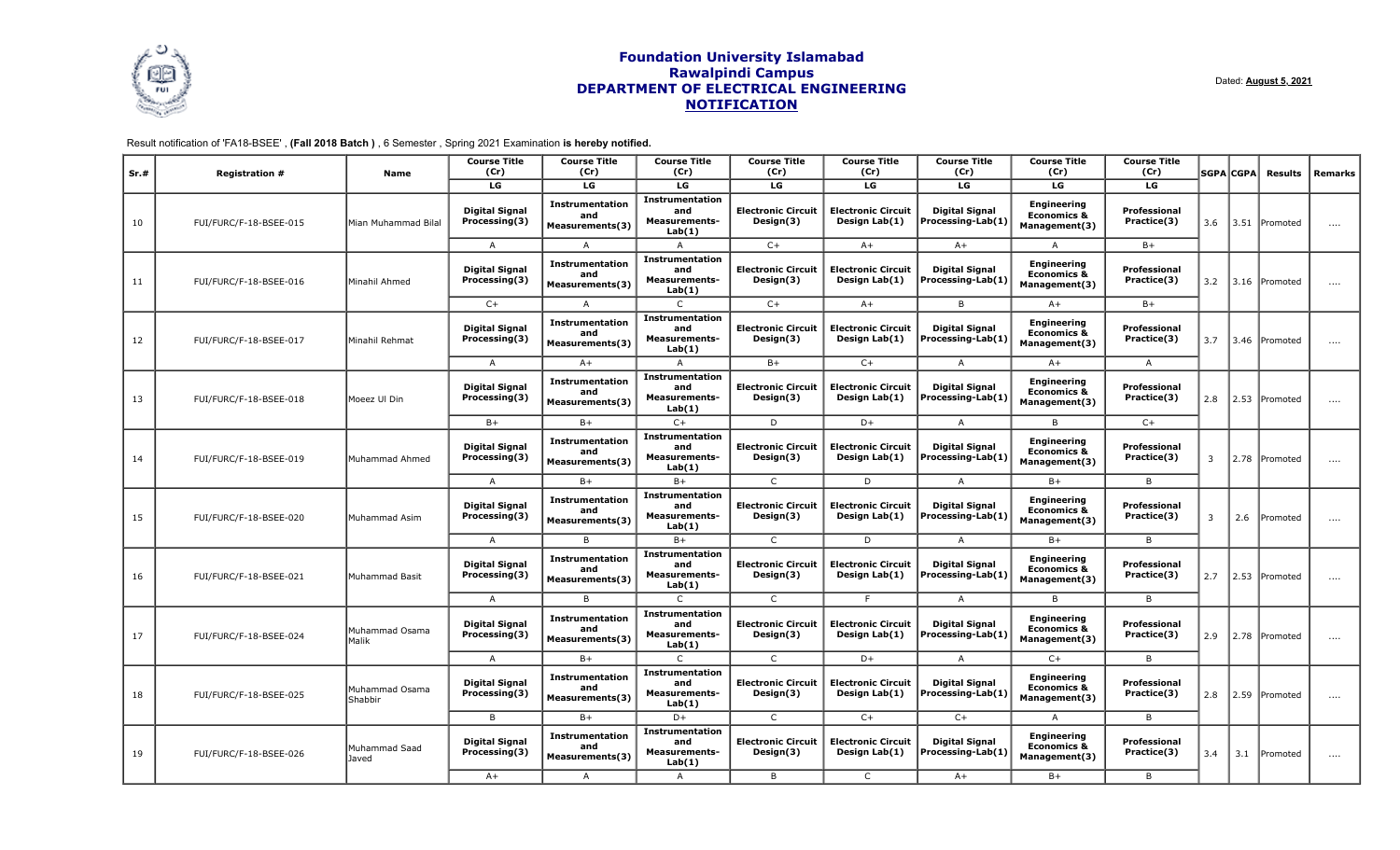**Foundation University Islamabad**
**Rawalpindi Campus**
**DEPARTMENT OF ELECTRICAL ENGINEERING**
**NOTIFICATION**

Dated: **August 5, 2021**

Result notification of 'FA18-BSEE' , **(Fall 2018 Batch )** , 6 Semester , Spring 2021 Examination **is hereby notified.**

| Sr.# | Registration # | Name | Digital Signal Processing(3) | Instrumentation and Measurements(3) | Instrumentation and Measurements-Lab(1) | Electronic Circuit Design(3) | Electronic Circuit Design Lab(1) | Digital Signal Processing-Lab(1) | Engineering Economics & Management(3) | Professional Practice(3) | SGPA | CGPA | Results | Remarks |
|---|---|---|---|---|---|---|---|---|---|---|---|---|---|---|
| | | | LG | LG | LG | LG | LG | LG | LG | LG | | | | |
| 10 | FUI/FURC/F-18-BSEE-015 | Mian Muhammad Bilal | A | A | A | C+ | A+ | A+ | A | B+ | 3.6 | 3.51 | Promoted | .... |
| 11 | FUI/FURC/F-18-BSEE-016 | Minahil Ahmed | C+ | A | C | C+ | A+ | B | A+ | B+ | 3.2 | 3.16 | Promoted | .... |
| 12 | FUI/FURC/F-18-BSEE-017 | Minahil Rehmat | A | A+ | A | B+ | C+ | A | A+ | A | 3.7 | 3.46 | Promoted | .... |
| 13 | FUI/FURC/F-18-BSEE-018 | Moeez Ul Din | B+ | B+ | C+ | D | D+ | A | B | C+ | 2.8 | 2.53 | Promoted | .... |
| 14 | FUI/FURC/F-18-BSEE-019 | Muhammad Ahmed | A | B+ | B+ | C | D | A | B+ | B | 3 | 2.78 | Promoted | .... |
| 15 | FUI/FURC/F-18-BSEE-020 | Muhammad Asim | A | B | B+ | C | D | A | B+ | B | 3 | 2.6 | Promoted | .... |
| 16 | FUI/FURC/F-18-BSEE-021 | Muhammad Basit | A | B | C | C | F | A | B | B | 2.7 | 2.53 | Promoted | .... |
| 17 | FUI/FURC/F-18-BSEE-024 | Muhammad Osama Malik | A | B+ | C | C | D+ | A | C+ | B | 2.9 | 2.78 | Promoted | .... |
| 18 | FUI/FURC/F-18-BSEE-025 | Muhammad Osama Shabbir | B | B+ | D+ | C | C+ | C+ | A | B | 2.8 | 2.59 | Promoted | .... |
| 19 | FUI/FURC/F-18-BSEE-026 | Muhammad Saad Javed | A+ | A | A | B | C | A+ | B+ | B | 3.4 | 3.1 | Promoted | .... |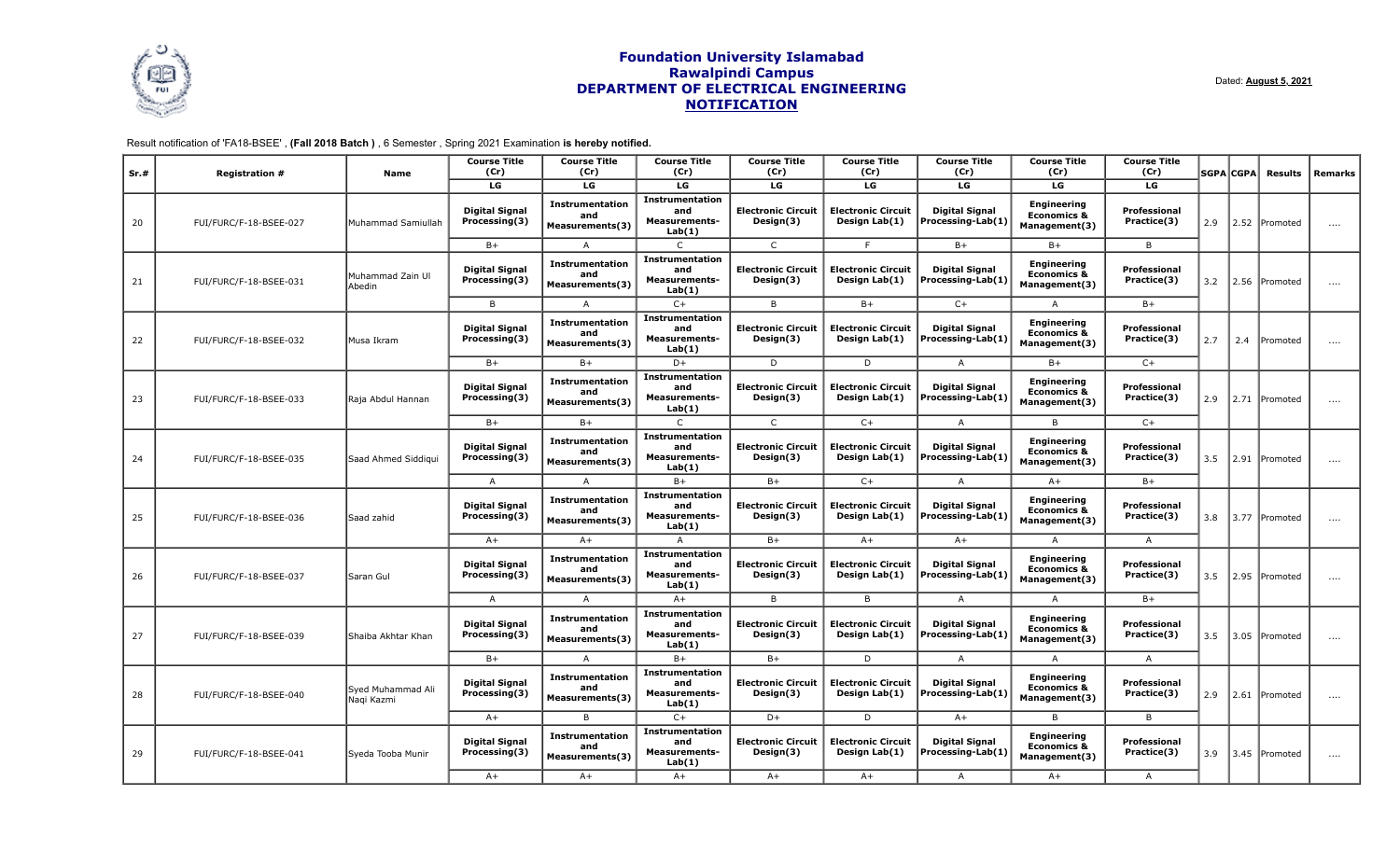**Foundation University Islamabad**
**Rawalpindi Campus**
**DEPARTMENT OF ELECTRICAL ENGINEERING**
**NOTIFICATION**

Dated: **August 5, 2021**

Result notification of 'FA18-BSEE' , **(Fall 2018 Batch )** , 6 Semester , Spring 2021 Examination **is hereby notified.**

| Sr.# | Registration # | Name | Digital Signal Processing(3) | Instrumentation and Measurements(3) | Instrumentation and Measurements-Lab(1) | Electronic Circuit Design(3) | Electronic Circuit Design Lab(1) | Digital Signal Processing-Lab(1) | Engineering Economics & Management(3) | Professional Practice(3) | SGPA | CGPA | Results | Remarks |
|---|---|---|---|---|---|---|---|---|---|---|---|---|---|---|
| 20 | FUI/FURC/F-18-BSEE-027 | Muhammad Samiullah | B+ | A | C | C | F | B+ | B+ | B | 2.9 | 2.52 | Promoted | .... |
| 21 | FUI/FURC/F-18-BSEE-031 | Muhammad Zain Ul Abedin | B | A | C+ | B | B+ | C+ | A | B+ | 3.2 | 2.56 | Promoted | .... |
| 22 | FUI/FURC/F-18-BSEE-032 | Musa Ikram | B+ | B+ | D+ | D | D | A | B+ | C+ | 2.7 | 2.4 | Promoted | .... |
| 23 | FUI/FURC/F-18-BSEE-033 | Raja Abdul Hannan | B+ | B+ | C | C | C+ | A | B | C+ | 2.9 | 2.71 | Promoted | .... |
| 24 | FUI/FURC/F-18-BSEE-035 | Saad Ahmed Siddiqui | A | A | B+ | B+ | C+ | A | A+ | B+ | 3.5 | 2.91 | Promoted | .... |
| 25 | FUI/FURC/F-18-BSEE-036 | Saad zahid | A+ | A+ | A | B+ | A+ | A+ | A | A | 3.8 | 3.77 | Promoted | .... |
| 26 | FUI/FURC/F-18-BSEE-037 | Saran Gul | A | A | A+ | B | B | A | A | B+ | 3.5 | 2.95 | Promoted | .... |
| 27 | FUI/FURC/F-18-BSEE-039 | Shaiba Akhtar Khan | B+ | A | B+ | B+ | D | A | A | A | 3.5 | 3.05 | Promoted | .... |
| 28 | FUI/FURC/F-18-BSEE-040 | Syed Muhammad Ali Naqi Kazmi | A+ | B | C+ | D+ | D | A+ | B | B | 2.9 | 2.61 | Promoted | .... |
| 29 | FUI/FURC/F-18-BSEE-041 | Syeda Tooba Munir | A+ | A+ | A+ | A+ | A+ | A | A+ | A | 3.9 | 3.45 | Promoted | .... |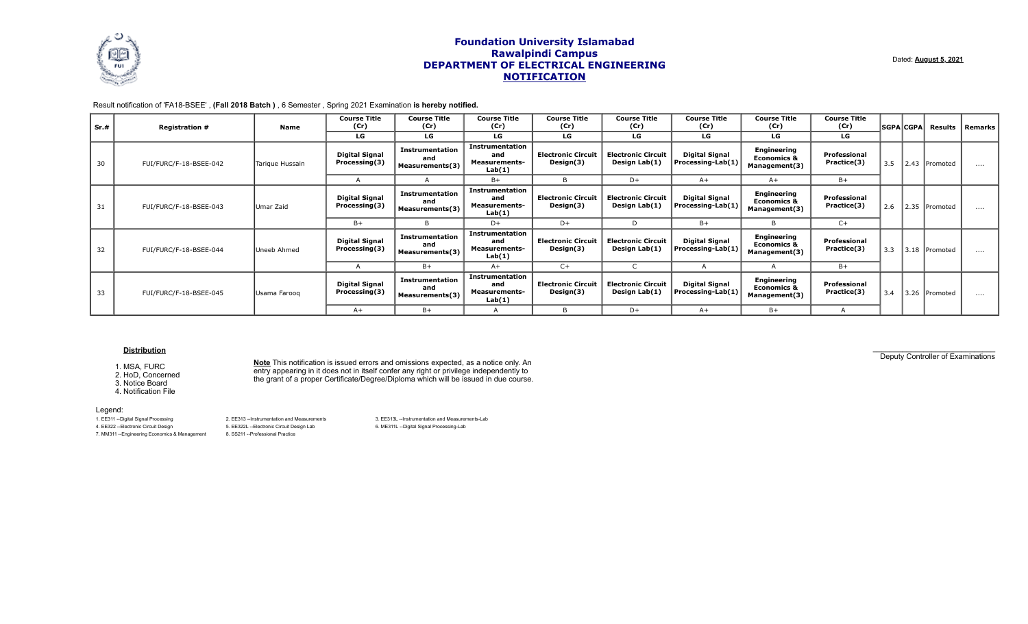# Foundation University Islamabad
## Rawalpindi Campus
## DEPARTMENT OF ELECTRICAL ENGINEERING
## NOTIFICATION

Dated: **August 5, 2021**

Result notification of 'FA18-BSEE' , **(Fall 2018 Batch )** , 6 Semester , Spring 2021 Examination **is hereby notified.**

| Sr.# | Registration # | Name | Course Title (Cr) | Course Title (Cr) | Course Title (Cr) | Course Title (Cr) | Course Title (Cr) | Course Title (Cr) | Course Title (Cr) | Course Title (Cr) | SGPA | CGPA | Results | Remarks |
|---|---|---|---|---|---|---|---|---|---|---|---|---|---|---|
| | | | LG | LG | LG | LG | LG | LG | LG | LG | | | | |
| 30 | FUI/FURC/F-18-BSEE-042 | Tarique Hussain | Digital Signal Processing(3) | Instrumentation and Measurements(3) | Instrumentation and Measurements-Lab(1) | Electronic Circuit Design(3) | Electronic Circuit Design Lab(1) | Digital Signal Processing-Lab(1) | Engineering Economics & Management(3) | Professional Practice(3) | 3.5 | 2.43 | Promoted | .... |
| | | | A | A | B+ | B | D+ | A+ | A+ | B+ | | | | |
| 31 | FUI/FURC/F-18-BSEE-043 | Umar Zaid | Digital Signal Processing(3) | Instrumentation and Measurements(3) | Instrumentation and Measurements-Lab(1) | Electronic Circuit Design(3) | Electronic Circuit Design Lab(1) | Digital Signal Processing-Lab(1) | Engineering Economics & Management(3) | Professional Practice(3) | 2.6 | 2.35 | Promoted | .... |
| | | | B+ | B | D+ | D+ | D | B+ | B | C+ | | | | |
| 32 | FUI/FURC/F-18-BSEE-044 | Uneeb Ahmed | Digital Signal Processing(3) | Instrumentation and Measurements(3) | Instrumentation and Measurements-Lab(1) | Electronic Circuit Design(3) | Electronic Circuit Design Lab(1) | Digital Signal Processing-Lab(1) | Engineering Economics & Management(3) | Professional Practice(3) | 3.3 | 3.18 | Promoted | .... |
| | | | A | B+ | A+ | C+ | C | A | A | B+ | | | | |
| 33 | FUI/FURC/F-18-BSEE-045 | Usama Farooq | Digital Signal Processing(3) | Instrumentation and Measurements(3) | Instrumentation and Measurements-Lab(1) | Electronic Circuit Design(3) | Electronic Circuit Design Lab(1) | Digital Signal Processing-Lab(1) | Engineering Economics & Management(3) | Professional Practice(3) | 3.4 | 3.26 | Promoted | .... |
| | | | A+ | B+ | A | B | D+ | A+ | B+ | A | | | | |

**Distribution**

1. MSA, FURC
2. HoD, Concerned
3. Notice Board
4. Notification File

**Note** This notification is issued errors and omissions expected, as a notice only. An entry appearing in it does not in itself confer any right or privilege independently to the grant of a proper Certificate/Degree/Diploma which will be issued in due course.

Deputy Controller of Examinations

Legend:

1. EE311 --Digital Signal Processing
2. EE313 --Instrumentation and Measurements
3. EE313L --Instrumentation and Measurements-Lab
4. EE322 --Electronic Circuit Design
5. EE322L --Electronic Circuit Design Lab
6. ME311L --Digital Signal Processing-Lab
7. MM311 --Engineering Economics & Management
8. SS211 --Professional Practice